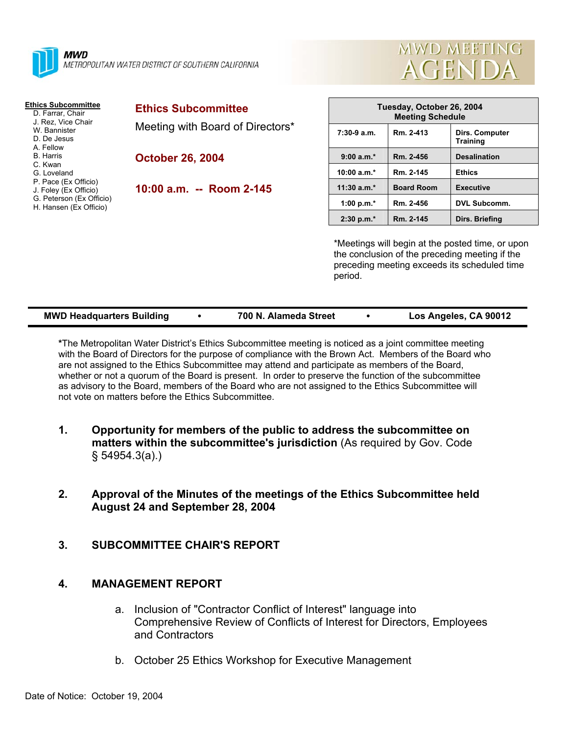**MWD**
METROPOLITAN WATER DISTRICT OF SOUTHERN CALIFORNIA

# MWD MEETING AGENDA

**Ethics Subcommittee**
D. Farrar, Chair
J. Rez, Vice Chair
W. Bannister
D. De Jesus
A. Fellow
B. Harris
C. Kwan
G. Loveland
P. Pace (Ex Officio)
J. Foley (Ex Officio)
G. Peterson (Ex Officio)
H. Hansen (Ex Officio)

## Ethics Subcommittee

Meeting with Board of Directors*

**October 26, 2004**

**10:00 a.m. -- Room 2-145**

| Tuesday, October 26, 2004 Meeting Schedule | | |
|---|---|---|
| 7:30-9 a.m. | Rm. 2-413 | Dirs. Computer Training |
| 9:00 a.m.* | Rm. 2-456 | Desalination |
| 10:00 a.m.* | Rm. 2-145 | Ethics |
| 11:30 a.m.* | Board Room | Executive |
| 1:00 p.m.* | Rm. 2-456 | DVL Subcomm. |
| 2:30 p.m.* | Rm. 2-145 | Dirs. Briefing |

*Meetings will begin at the posted time, or upon the conclusion of the preceding meeting if the preceding meeting exceeds its scheduled time period.

**MWD Headquarters Building • 700 N. Alameda Street • Los Angeles, CA 90012**

**\***The Metropolitan Water District's Ethics Subcommittee meeting is noticed as a joint committee meeting with the Board of Directors for the purpose of compliance with the Brown Act. Members of the Board who are not assigned to the Ethics Subcommittee may attend and participate as members of the Board, whether or not a quorum of the Board is present. In order to preserve the function of the subcommittee as advisory to the Board, members of the Board who are not assigned to the Ethics Subcommittee will not vote on matters before the Ethics Subcommittee.

1. **Opportunity for members of the public to address the subcommittee on matters within the subcommittee's jurisdiction** (As required by Gov. Code § 54954.3(a).)

2. **Approval of the Minutes of the meetings of the Ethics Subcommittee held August 24 and September 28, 2004**

3. **SUBCOMMITTEE CHAIR'S REPORT**

4. **MANAGEMENT REPORT**

   a. Inclusion of "Contractor Conflict of Interest" language into Comprehensive Review of Conflicts of Interest for Directors, Employees and Contractors

   b. October 25 Ethics Workshop for Executive Management

Date of Notice: October 19, 2004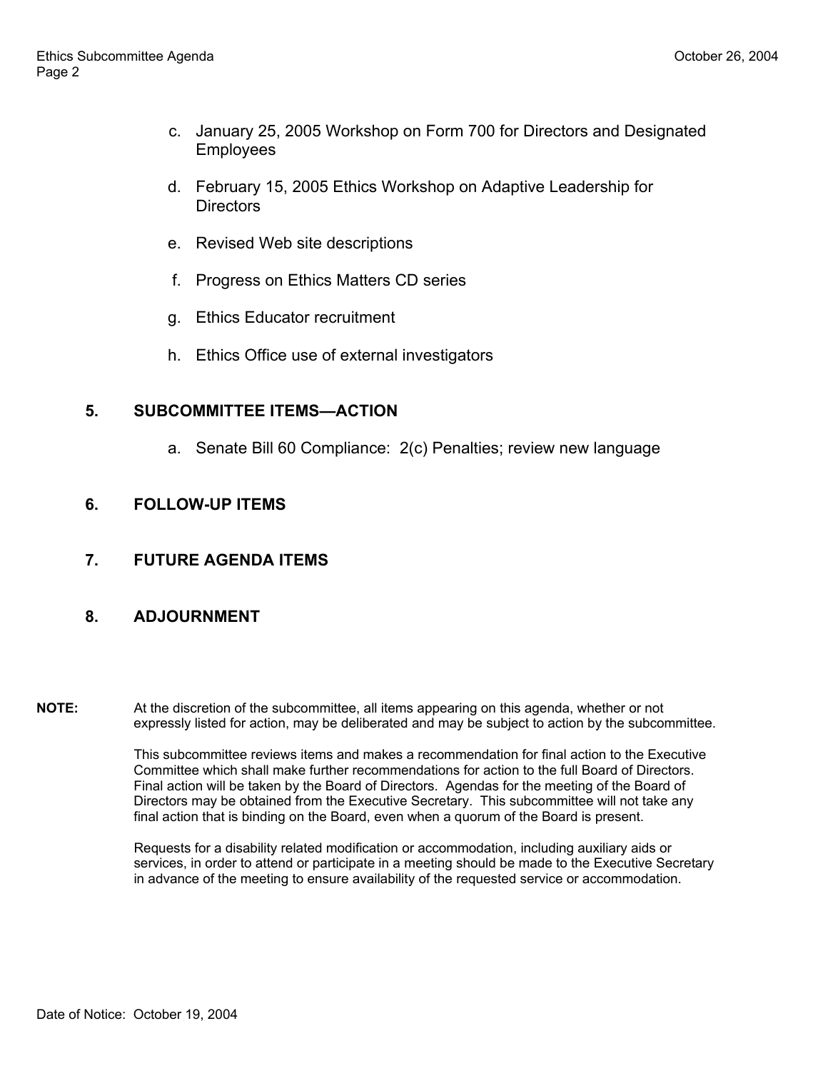c. January 25, 2005 Workshop on Form 700 for Directors and Designated Employees

d. February 15, 2005 Ethics Workshop on Adaptive Leadership for Directors

e. Revised Web site descriptions

f. Progress on Ethics Matters CD series

g. Ethics Educator recruitment

h. Ethics Office use of external investigators

**5. SUBCOMMITTEE ITEMS—ACTION**

a. Senate Bill 60 Compliance: 2(c) Penalties; review new language

**6. FOLLOW-UP ITEMS**

**7. FUTURE AGENDA ITEMS**

**8. ADJOURNMENT**

**NOTE:** At the discretion of the subcommittee, all items appearing on this agenda, whether or not expressly listed for action, may be deliberated and may be subject to action by the subcommittee.

This subcommittee reviews items and makes a recommendation for final action to the Executive Committee which shall make further recommendations for action to the full Board of Directors. Final action will be taken by the Board of Directors. Agendas for the meeting of the Board of Directors may be obtained from the Executive Secretary. This subcommittee will not take any final action that is binding on the Board, even when a quorum of the Board is present.

Requests for a disability related modification or accommodation, including auxiliary aids or services, in order to attend or participate in a meeting should be made to the Executive Secretary in advance of the meeting to ensure availability of the requested service or accommodation.

Date of Notice: October 19, 2004